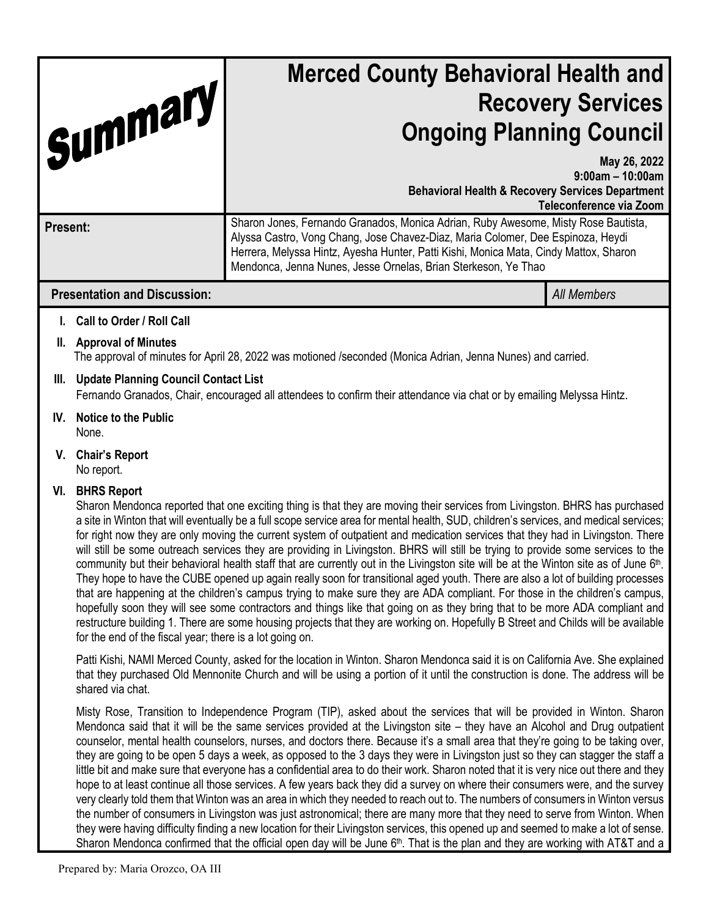**Summary**

# Merced County Behavioral Health and Recovery Services Ongoing Planning Council

**May 26, 2022**
**9:00am – 10:00am**
**Behavioral Health & Recovery Services Department**
**Teleconference via Zoom**

| | |
|---|---|
| **Present:** | Sharon Jones, Fernando Granados, Monica Adrian, Ruby Awesome, Misty Rose Bautista, Alyssa Castro, Vong Chang, Jose Chavez-Diaz, Maria Colomer, Dee Espinoza, Heydi Herrera, Melyssa Hintz, Ayesha Hunter, Patti Kishi, Monica Mata, Cindy Mattox, Sharon Mendonca, Jenna Nunes, Jesse Ornelas, Brian Sterkeson, Ye Thao |

| | |
|---|---|
| **Presentation and Discussion:** | *All Members* |

**I. Call to Order / Roll Call**

**II. Approval of Minutes**
The approval of minutes for April 28, 2022 was motioned /seconded (Monica Adrian, Jenna Nunes) and carried.

**III. Update Planning Council Contact List**
Fernando Granados, Chair, encouraged all attendees to confirm their attendance via chat or by emailing Melyssa Hintz.

**IV. Notice to the Public**
None.

**V. Chair's Report**
No report.

**VI. BHRS Report**
Sharon Mendonca reported that one exciting thing is that they are moving their services from Livingston. BHRS has purchased a site in Winton that will eventually be a full scope service area for mental health, SUD, children's services, and medical services; for right now they are only moving the current system of outpatient and medication services that they had in Livingston. There will still be some outreach services they are providing in Livingston. BHRS will still be trying to provide some services to the community but their behavioral health staff that are currently out in the Livingston site will be at the Winton site as of June 6th. They hope to have the CUBE opened up again really soon for transitional aged youth. There are also a lot of building processes that are happening at the children's campus trying to make sure they are ADA compliant. For those in the children's campus, hopefully soon they will see some contractors and things like that going on as they bring that to be more ADA compliant and restructure building 1. There are some housing projects that they are working on. Hopefully B Street and Childs will be available for the end of the fiscal year; there is a lot going on.

Patti Kishi, NAMI Merced County, asked for the location in Winton. Sharon Mendonca said it is on California Ave. She explained that they purchased Old Mennonite Church and will be using a portion of it until the construction is done. The address will be shared via chat.

Misty Rose, Transition to Independence Program (TIP), asked about the services that will be provided in Winton. Sharon Mendonca said that it will be the same services provided at the Livingston site – they have an Alcohol and Drug outpatient counselor, mental health counselors, nurses, and doctors there. Because it's a small area that they're going to be taking over, they are going to be open 5 days a week, as opposed to the 3 days they were in Livingston just so they can stagger the staff a little bit and make sure that everyone has a confidential area to do their work. Sharon noted that it is very nice out there and they hope to at least continue all those services. A few years back they did a survey on where their consumers were, and the survey very clearly told them that Winton was an area in which they needed to reach out to. The numbers of consumers in Winton versus the number of consumers in Livingston was just astronomical; there are many more that they need to serve from Winton. When they were having difficulty finding a new location for their Livingston services, this opened up and seemed to make a lot of sense. Sharon Mendonca confirmed that the official open day will be June 6th. That is the plan and they are working with AT&T and a

Prepared by: Maria Orozco, OA III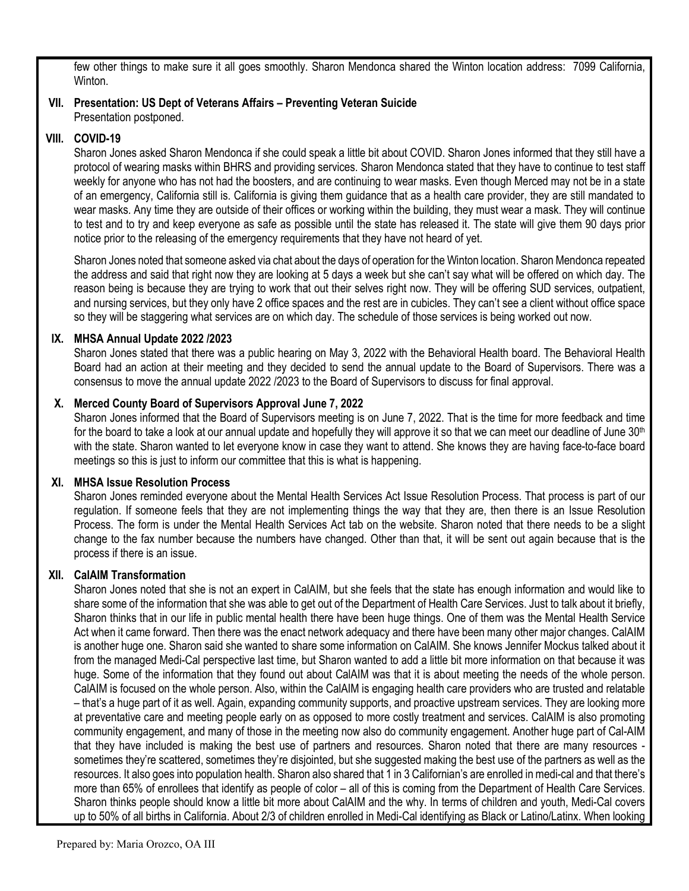few other things to make sure it all goes smoothly. Sharon Mendonca shared the Winton location address: 7099 California, Winton.

## VII. Presentation: US Dept of Veterans Affairs – Preventing Veteran Suicide

Presentation postponed.

## VIII. COVID-19

Sharon Jones asked Sharon Mendonca if she could speak a little bit about COVID. Sharon Jones informed that they still have a protocol of wearing masks within BHRS and providing services. Sharon Mendonca stated that they have to continue to test staff weekly for anyone who has not had the boosters, and are continuing to wear masks. Even though Merced may not be in a state of an emergency, California still is. California is giving them guidance that as a health care provider, they are still mandated to wear masks. Any time they are outside of their offices or working within the building, they must wear a mask. They will continue to test and to try and keep everyone as safe as possible until the state has released it. The state will give them 90 days prior notice prior to the releasing of the emergency requirements that they have not heard of yet.

Sharon Jones noted that someone asked via chat about the days of operation for the Winton location. Sharon Mendonca repeated the address and said that right now they are looking at 5 days a week but she can't say what will be offered on which day. The reason being is because they are trying to work that out their selves right now. They will be offering SUD services, outpatient, and nursing services, but they only have 2 office spaces and the rest are in cubicles. They can't see a client without office space so they will be staggering what services are on which day. The schedule of those services is being worked out now.

## IX. MHSA Annual Update 2022 /2023

Sharon Jones stated that there was a public hearing on May 3, 2022 with the Behavioral Health board. The Behavioral Health Board had an action at their meeting and they decided to send the annual update to the Board of Supervisors. There was a consensus to move the annual update 2022 /2023 to the Board of Supervisors to discuss for final approval.

## X. Merced County Board of Supervisors Approval June 7, 2022

Sharon Jones informed that the Board of Supervisors meeting is on June 7, 2022. That is the time for more feedback and time for the board to take a look at our annual update and hopefully they will approve it so that we can meet our deadline of June 30th with the state. Sharon wanted to let everyone know in case they want to attend. She knows they are having face-to-face board meetings so this is just to inform our committee that this is what is happening.

## XI. MHSA Issue Resolution Process

Sharon Jones reminded everyone about the Mental Health Services Act Issue Resolution Process. That process is part of our regulation. If someone feels that they are not implementing things the way that they are, then there is an Issue Resolution Process. The form is under the Mental Health Services Act tab on the website. Sharon noted that there needs to be a slight change to the fax number because the numbers have changed. Other than that, it will be sent out again because that is the process if there is an issue.

## XII. CalAIM Transformation

Sharon Jones noted that she is not an expert in CalAIM, but she feels that the state has enough information and would like to share some of the information that she was able to get out of the Department of Health Care Services. Just to talk about it briefly, Sharon thinks that in our life in public mental health there have been huge things. One of them was the Mental Health Service Act when it came forward. Then there was the enact network adequacy and there have been many other major changes. CalAIM is another huge one. Sharon said she wanted to share some information on CalAIM. She knows Jennifer Mockus talked about it from the managed Medi-Cal perspective last time, but Sharon wanted to add a little bit more information on that because it was huge. Some of the information that they found out about CalAIM was that it is about meeting the needs of the whole person. CalAIM is focused on the whole person. Also, within the CalAIM is engaging health care providers who are trusted and relatable – that's a huge part of it as well. Again, expanding community supports, and proactive upstream services. They are looking more at preventative care and meeting people early on as opposed to more costly treatment and services. CalAIM is also promoting community engagement, and many of those in the meeting now also do community engagement. Another huge part of Cal-AIM that they have included is making the best use of partners and resources. Sharon noted that there are many resources - sometimes they're scattered, sometimes they're disjointed, but she suggested making the best use of the partners as well as the resources. It also goes into population health. Sharon also shared that 1 in 3 Californian's are enrolled in medi-cal and that there's more than 65% of enrollees that identify as people of color – all of this is coming from the Department of Health Care Services. Sharon thinks people should know a little bit more about CalAIM and the why. In terms of children and youth, Medi-Cal covers up to 50% of all births in California. About 2/3 of children enrolled in Medi-Cal identifying as Black or Latino/Latinx. When looking

Prepared by: Maria Orozco, OA III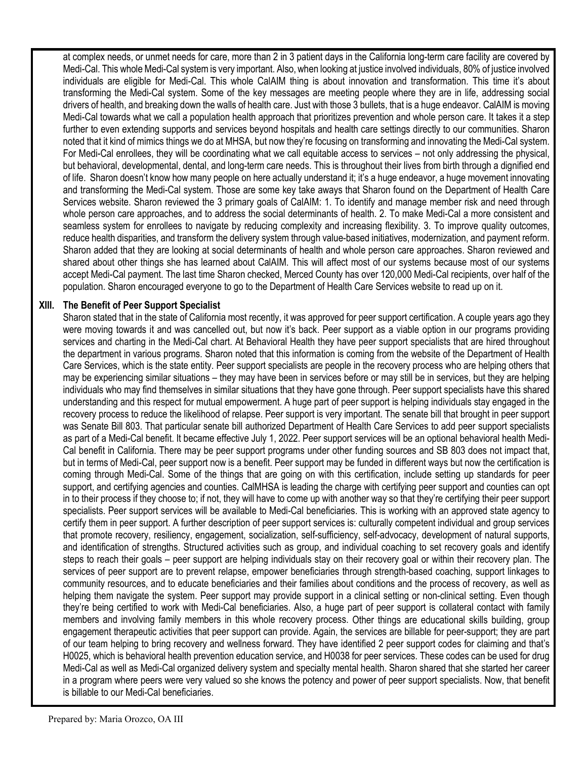at complex needs, or unmet needs for care, more than 2 in 3 patient days in the California long-term care facility are covered by Medi-Cal. This whole Medi-Cal system is very important. Also, when looking at justice involved individuals, 80% of justice involved individuals are eligible for Medi-Cal. This whole CalAIM thing is about innovation and transformation. This time it's about transforming the Medi-Cal system. Some of the key messages are meeting people where they are in life, addressing social drivers of health, and breaking down the walls of health care. Just with those 3 bullets, that is a huge endeavor. CalAIM is moving Medi-Cal towards what we call a population health approach that prioritizes prevention and whole person care. It takes it a step further to even extending supports and services beyond hospitals and health care settings directly to our communities. Sharon noted that it kind of mimics things we do at MHSA, but now they're focusing on transforming and innovating the Medi-Cal system. For Medi-Cal enrollees, they will be coordinating what we call equitable access to services – not only addressing the physical, but behavioral, developmental, dental, and long-term care needs. This is throughout their lives from birth through a dignified end of life. Sharon doesn't know how many people on here actually understand it; it's a huge endeavor, a huge movement innovating and transforming the Medi-Cal system. Those are some key take aways that Sharon found on the Department of Health Care Services website. Sharon reviewed the 3 primary goals of CalAIM: 1. To identify and manage member risk and need through whole person care approaches, and to address the social determinants of health. 2. To make Medi-Cal a more consistent and seamless system for enrollees to navigate by reducing complexity and increasing flexibility. 3. To improve quality outcomes, reduce health disparities, and transform the delivery system through value-based initiatives, modernization, and payment reform. Sharon added that they are looking at social determinants of health and whole person care approaches. Sharon reviewed and shared about other things she has learned about CalAIM. This will affect most of our systems because most of our systems accept Medi-Cal payment. The last time Sharon checked, Merced County has over 120,000 Medi-Cal recipients, over half of the population. Sharon encouraged everyone to go to the Department of Health Care Services website to read up on it.

## XIII. The Benefit of Peer Support Specialist

Sharon stated that in the state of California most recently, it was approved for peer support certification. A couple years ago they were moving towards it and was cancelled out, but now it's back. Peer support as a viable option in our programs providing services and charting in the Medi-Cal chart. At Behavioral Health they have peer support specialists that are hired throughout the department in various programs. Sharon noted that this information is coming from the website of the Department of Health Care Services, which is the state entity. Peer support specialists are people in the recovery process who are helping others that may be experiencing similar situations – they may have been in services before or may still be in services, but they are helping individuals who may find themselves in similar situations that they have gone through. Peer support specialists have this shared understanding and this respect for mutual empowerment. A huge part of peer support is helping individuals stay engaged in the recovery process to reduce the likelihood of relapse. Peer support is very important. The senate bill that brought in peer support was Senate Bill 803. That particular senate bill authorized Department of Health Care Services to add peer support specialists as part of a Medi-Cal benefit. It became effective July 1, 2022. Peer support services will be an optional behavioral health Medi-Cal benefit in California. There may be peer support programs under other funding sources and SB 803 does not impact that, but in terms of Medi-Cal, peer support now is a benefit. Peer support may be funded in different ways but now the certification is coming through Medi-Cal. Some of the things that are going on with this certification, include setting up standards for peer support, and certifying agencies and counties. CalMHSA is leading the charge with certifying peer support and counties can opt in to their process if they choose to; if not, they will have to come up with another way so that they're certifying their peer support specialists. Peer support services will be available to Medi-Cal beneficiaries. This is working with an approved state agency to certify them in peer support. A further description of peer support services is: culturally competent individual and group services that promote recovery, resiliency, engagement, socialization, self-sufficiency, self-advocacy, development of natural supports, and identification of strengths. Structured activities such as group, and individual coaching to set recovery goals and identify steps to reach their goals – peer support are helping individuals stay on their recovery goal or within their recovery plan. The services of peer support are to prevent relapse, empower beneficiaries through strength-based coaching, support linkages to community resources, and to educate beneficiaries and their families about conditions and the process of recovery, as well as helping them navigate the system. Peer support may provide support in a clinical setting or non-clinical setting. Even though they're being certified to work with Medi-Cal beneficiaries. Also, a huge part of peer support is collateral contact with family members and involving family members in this whole recovery process. Other things are educational skills building, group engagement therapeutic activities that peer support can provide. Again, the services are billable for peer-support; they are part of our team helping to bring recovery and wellness forward. They have identified 2 peer support codes for claiming and that's H0025, which is behavioral health prevention education service, and H0038 for peer services. These codes can be used for drug Medi-Cal as well as Medi-Cal organized delivery system and specialty mental health. Sharon shared that she started her career in a program where peers were very valued so she knows the potency and power of peer support specialists. Now, that benefit is billable to our Medi-Cal beneficiaries.

Prepared by: Maria Orozco, OA III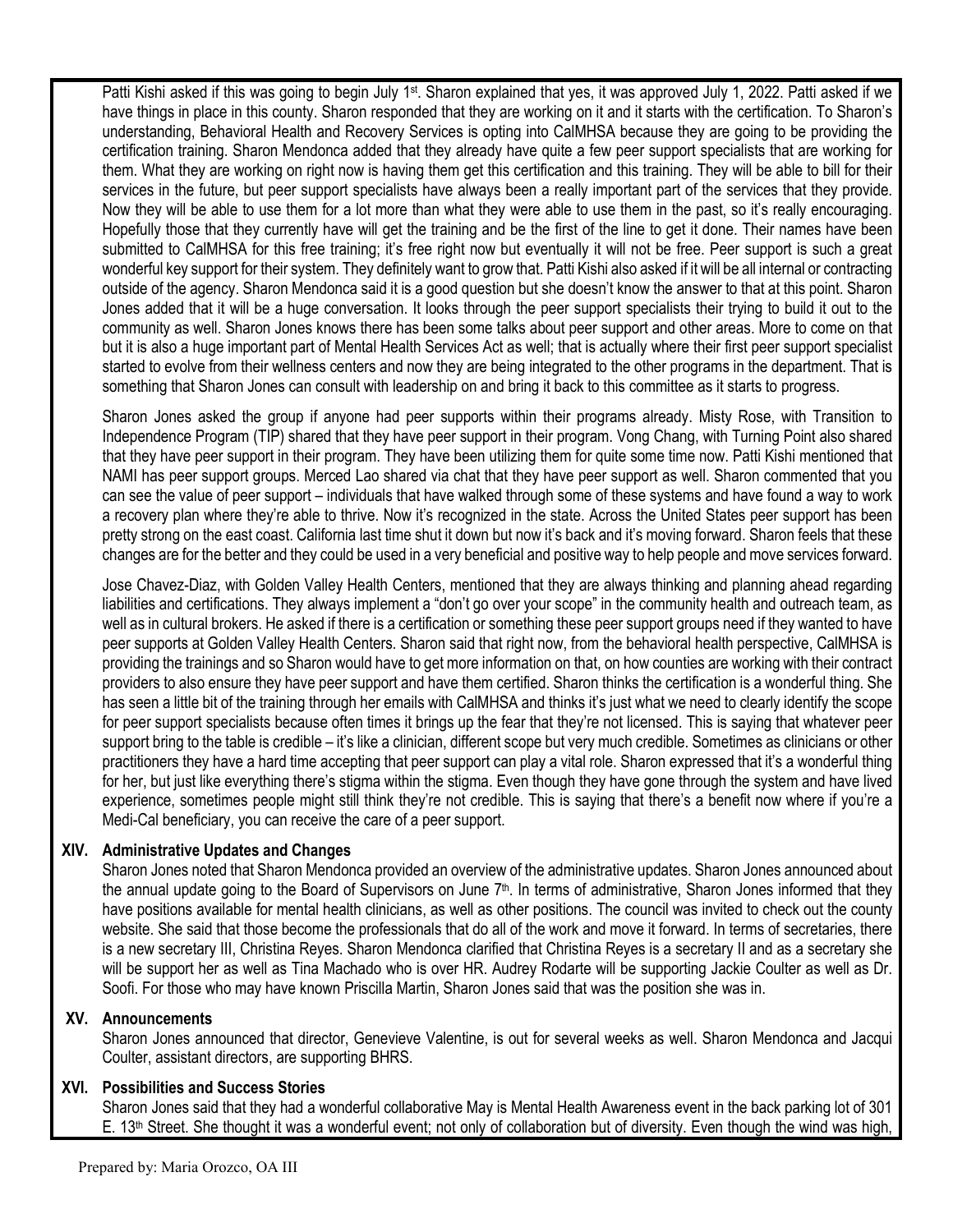Patti Kishi asked if this was going to begin July 1st. Sharon explained that yes, it was approved July 1, 2022. Patti asked if we have things in place in this county. Sharon responded that they are working on it and it starts with the certification. To Sharon's understanding, Behavioral Health and Recovery Services is opting into CalMHSA because they are going to be providing the certification training. Sharon Mendonca added that they already have quite a few peer support specialists that are working for them. What they are working on right now is having them get this certification and this training. They will be able to bill for their services in the future, but peer support specialists have always been a really important part of the services that they provide. Now they will be able to use them for a lot more than what they were able to use them in the past, so it's really encouraging. Hopefully those that they currently have will get the training and be the first of the line to get it done. Their names have been submitted to CalMHSA for this free training; it's free right now but eventually it will not be free. Peer support is such a great wonderful key support for their system. They definitely want to grow that. Patti Kishi also asked if it will be all internal or contracting outside of the agency. Sharon Mendonca said it is a good question but she doesn't know the answer to that at this point. Sharon Jones added that it will be a huge conversation. It looks through the peer support specialists their trying to build it out to the community as well. Sharon Jones knows there has been some talks about peer support and other areas. More to come on that but it is also a huge important part of Mental Health Services Act as well; that is actually where their first peer support specialist started to evolve from their wellness centers and now they are being integrated to the other programs in the department. That is something that Sharon Jones can consult with leadership on and bring it back to this committee as it starts to progress.

Sharon Jones asked the group if anyone had peer supports within their programs already. Misty Rose, with Transition to Independence Program (TIP) shared that they have peer support in their program. Vong Chang, with Turning Point also shared that they have peer support in their program. They have been utilizing them for quite some time now. Patti Kishi mentioned that NAMI has peer support groups. Merced Lao shared via chat that they have peer support as well. Sharon commented that you can see the value of peer support – individuals that have walked through some of these systems and have found a way to work a recovery plan where they're able to thrive. Now it's recognized in the state. Across the United States peer support has been pretty strong on the east coast. California last time shut it down but now it's back and it's moving forward. Sharon feels that these changes are for the better and they could be used in a very beneficial and positive way to help people and move services forward.

Jose Chavez-Diaz, with Golden Valley Health Centers, mentioned that they are always thinking and planning ahead regarding liabilities and certifications. They always implement a "don't go over your scope" in the community health and outreach team, as well as in cultural brokers. He asked if there is a certification or something these peer support groups need if they wanted to have peer supports at Golden Valley Health Centers. Sharon said that right now, from the behavioral health perspective, CalMHSA is providing the trainings and so Sharon would have to get more information on that, on how counties are working with their contract providers to also ensure they have peer support and have them certified. Sharon thinks the certification is a wonderful thing. She has seen a little bit of the training through her emails with CalMHSA and thinks it's just what we need to clearly identify the scope for peer support specialists because often times it brings up the fear that they're not licensed. This is saying that whatever peer support bring to the table is credible – it's like a clinician, different scope but very much credible. Sometimes as clinicians or other practitioners they have a hard time accepting that peer support can play a vital role. Sharon expressed that it's a wonderful thing for her, but just like everything there's stigma within the stigma. Even though they have gone through the system and have lived experience, sometimes people might still think they're not credible. This is saying that there's a benefit now where if you're a Medi-Cal beneficiary, you can receive the care of a peer support.

## XIV. Administrative Updates and Changes

Sharon Jones noted that Sharon Mendonca provided an overview of the administrative updates. Sharon Jones announced about the annual update going to the Board of Supervisors on June 7th. In terms of administrative, Sharon Jones informed that they have positions available for mental health clinicians, as well as other positions. The council was invited to check out the county website. She said that those become the professionals that do all of the work and move it forward. In terms of secretaries, there is a new secretary III, Christina Reyes. Sharon Mendonca clarified that Christina Reyes is a secretary II and as a secretary she will be support her as well as Tina Machado who is over HR. Audrey Rodarte will be supporting Jackie Coulter as well as Dr. Soofi. For those who may have known Priscilla Martin, Sharon Jones said that was the position she was in.

## XV. Announcements

Sharon Jones announced that director, Genevieve Valentine, is out for several weeks as well. Sharon Mendonca and Jacqui Coulter, assistant directors, are supporting BHRS.

## XVI. Possibilities and Success Stories

Sharon Jones said that they had a wonderful collaborative May is Mental Health Awareness event in the back parking lot of 301 E. 13th Street. She thought it was a wonderful event; not only of collaboration but of diversity. Even though the wind was high,

Prepared by: Maria Orozco, OA III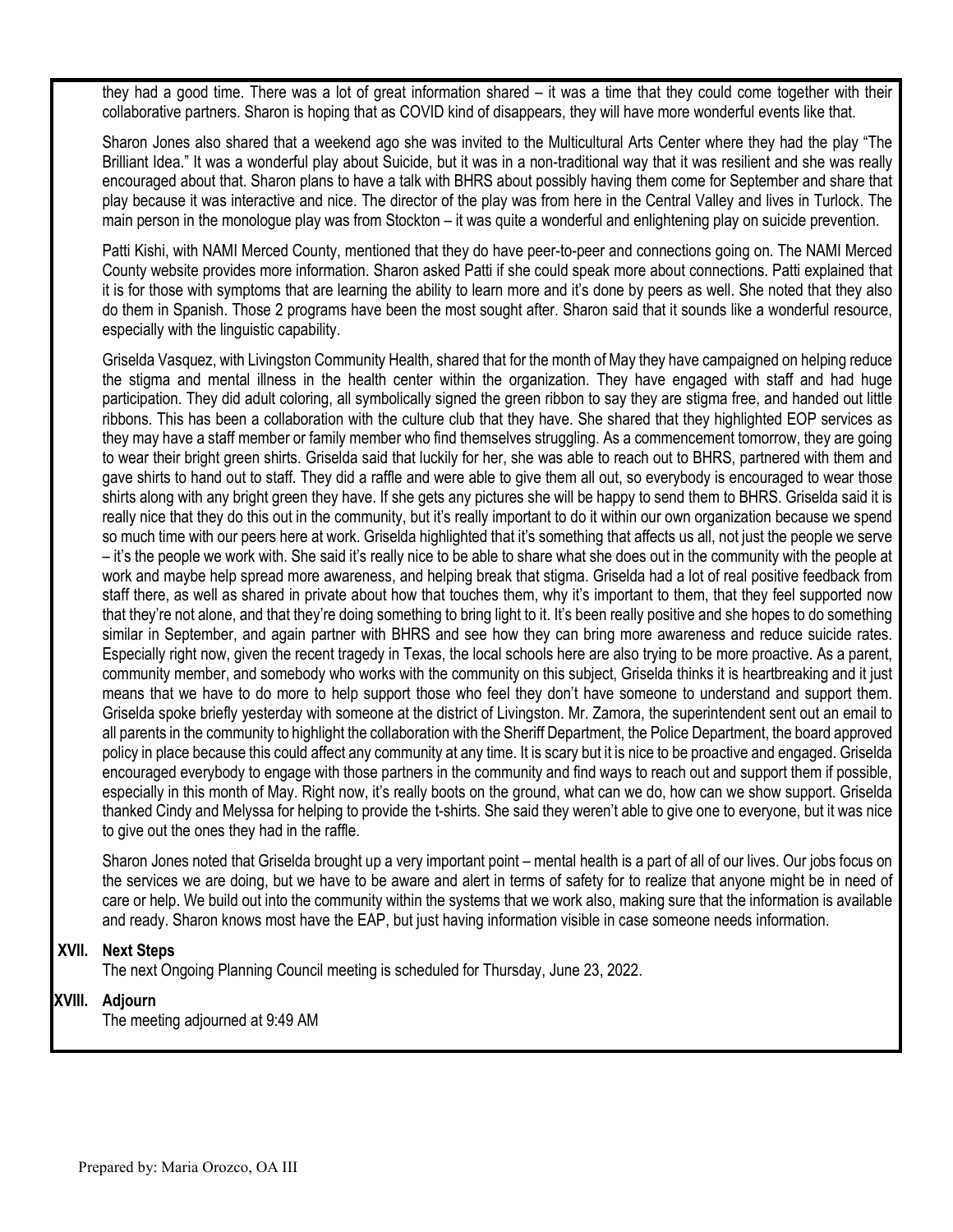they had a good time. There was a lot of great information shared – it was a time that they could come together with their collaborative partners. Sharon is hoping that as COVID kind of disappears, they will have more wonderful events like that.

Sharon Jones also shared that a weekend ago she was invited to the Multicultural Arts Center where they had the play "The Brilliant Idea." It was a wonderful play about Suicide, but it was in a non-traditional way that it was resilient and she was really encouraged about that. Sharon plans to have a talk with BHRS about possibly having them come for September and share that play because it was interactive and nice. The director of the play was from here in the Central Valley and lives in Turlock. The main person in the monologue play was from Stockton – it was quite a wonderful and enlightening play on suicide prevention.

Patti Kishi, with NAMI Merced County, mentioned that they do have peer-to-peer and connections going on. The NAMI Merced County website provides more information. Sharon asked Patti if she could speak more about connections. Patti explained that it is for those with symptoms that are learning the ability to learn more and it's done by peers as well. She noted that they also do them in Spanish. Those 2 programs have been the most sought after. Sharon said that it sounds like a wonderful resource, especially with the linguistic capability.

Griselda Vasquez, with Livingston Community Health, shared that for the month of May they have campaigned on helping reduce the stigma and mental illness in the health center within the organization. They have engaged with staff and had huge participation. They did adult coloring, all symbolically signed the green ribbon to say they are stigma free, and handed out little ribbons. This has been a collaboration with the culture club that they have. She shared that they highlighted EOP services as they may have a staff member or family member who find themselves struggling. As a commencement tomorrow, they are going to wear their bright green shirts. Griselda said that luckily for her, she was able to reach out to BHRS, partnered with them and gave shirts to hand out to staff. They did a raffle and were able to give them all out, so everybody is encouraged to wear those shirts along with any bright green they have. If she gets any pictures she will be happy to send them to BHRS. Griselda said it is really nice that they do this out in the community, but it's really important to do it within our own organization because we spend so much time with our peers here at work. Griselda highlighted that it's something that affects us all, not just the people we serve – it's the people we work with. She said it's really nice to be able to share what she does out in the community with the people at work and maybe help spread more awareness, and helping break that stigma. Griselda had a lot of real positive feedback from staff there, as well as shared in private about how that touches them, why it's important to them, that they feel supported now that they're not alone, and that they're doing something to bring light to it. It's been really positive and she hopes to do something similar in September, and again partner with BHRS and see how they can bring more awareness and reduce suicide rates. Especially right now, given the recent tragedy in Texas, the local schools here are also trying to be more proactive. As a parent, community member, and somebody who works with the community on this subject, Griselda thinks it is heartbreaking and it just means that we have to do more to help support those who feel they don't have someone to understand and support them. Griselda spoke briefly yesterday with someone at the district of Livingston. Mr. Zamora, the superintendent sent out an email to all parents in the community to highlight the collaboration with the Sheriff Department, the Police Department, the board approved policy in place because this could affect any community at any time. It is scary but it is nice to be proactive and engaged. Griselda encouraged everybody to engage with those partners in the community and find ways to reach out and support them if possible, especially in this month of May. Right now, it's really boots on the ground, what can we do, how can we show support. Griselda thanked Cindy and Melyssa for helping to provide the t-shirts. She said they weren't able to give one to everyone, but it was nice to give out the ones they had in the raffle.

Sharon Jones noted that Griselda brought up a very important point – mental health is a part of all of our lives. Our jobs focus on the services we are doing, but we have to be aware and alert in terms of safety for to realize that anyone might be in need of care or help. We build out into the community within the systems that we work also, making sure that the information is available and ready. Sharon knows most have the EAP, but just having information visible in case someone needs information.

## XVII. Next Steps

The next Ongoing Planning Council meeting is scheduled for Thursday, June 23, 2022.

## XVIII. Adjourn

The meeting adjourned at 9:49 AM

Prepared by: Maria Orozco, OA III